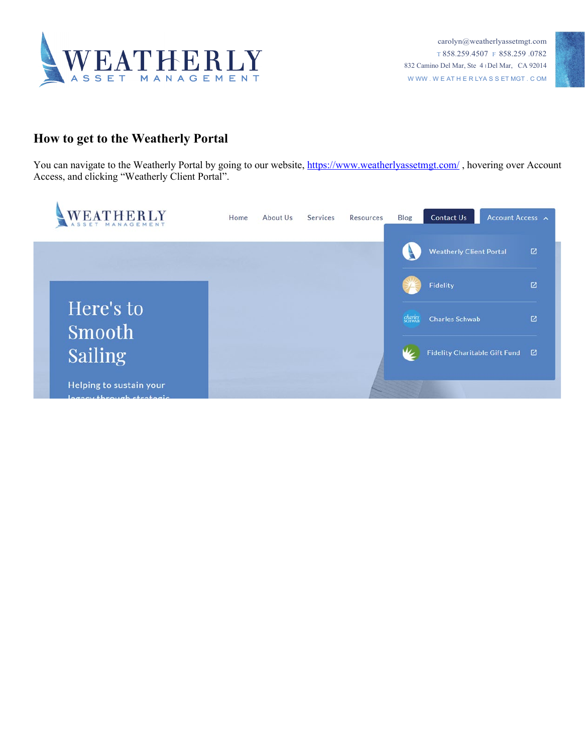WEATHERLY
ASSET MANAGEMENT

carolyn@weatherlyassetmgt.com
T 858.259.4507 F 858.259 .0782
832 Camino Del Mar, Ste 4 | Del Mar, CA 92014
WWW.WEATHERLYASSETMGT.COM

## How to get to the Weatherly Portal

You can navigate to the Weatherly Portal by going to our website, [https://www.weatherlyassetmgt.com/](https://www.weatherlyassetmgt.com/) , hovering over Account Access, and clicking "Weatherly Client Portal".

WEATHERLY ASSET MANAGEMENT

Home | About Us | Services | Resources | Blog | Contact Us | Account Access

- Weatherly Client Portal
- Fidelity
- Charles Schwab
- Fidelity Charitable Gift Fund

Here's to Smooth Sailing

Helping to sustain your legacy through strategic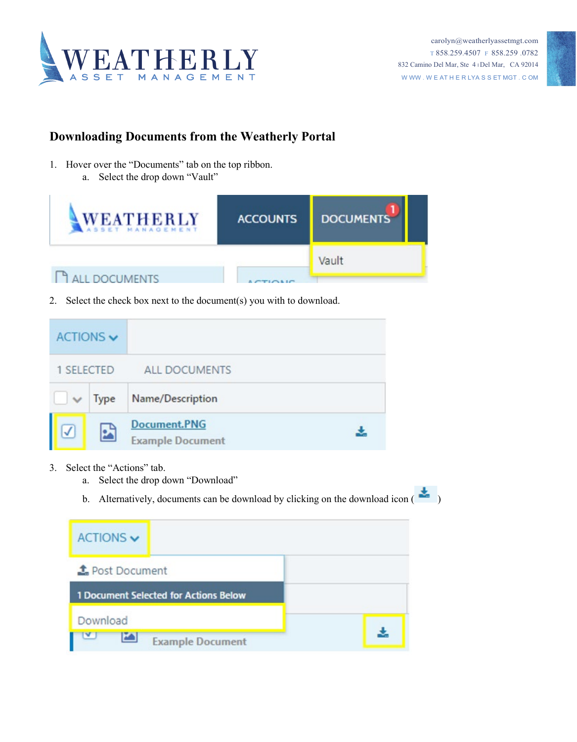## Downloading Documents from the Weatherly Portal

1. Hover over the "Documents" tab on the top ribbon.
    a. Select the drop down "Vault"
2. Select the check box next to the document(s) you with to download.
3. Select the "Actions" tab.
    a. Select the drop down "Download"
    b. Alternatively, documents can be download by clicking on the download icon ( )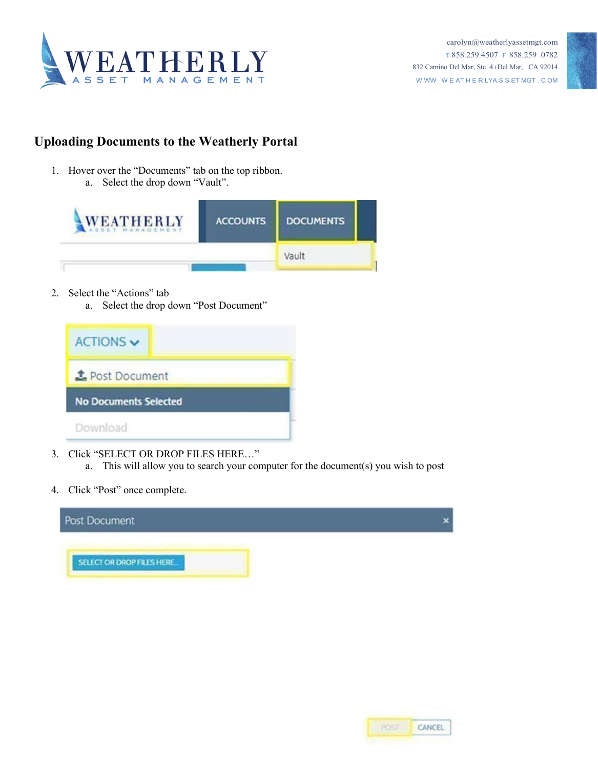## Uploading Documents to the Weatherly Portal

1. Hover over the "Documents" tab on the top ribbon.
   a. Select the drop down "Vault".

2. Select the "Actions" tab
   a. Select the drop down "Post Document"

3. Click "SELECT OR DROP FILES HERE…"
   a. This will allow you to search your computer for the document(s) you wish to post

4. Click "Post" once complete.